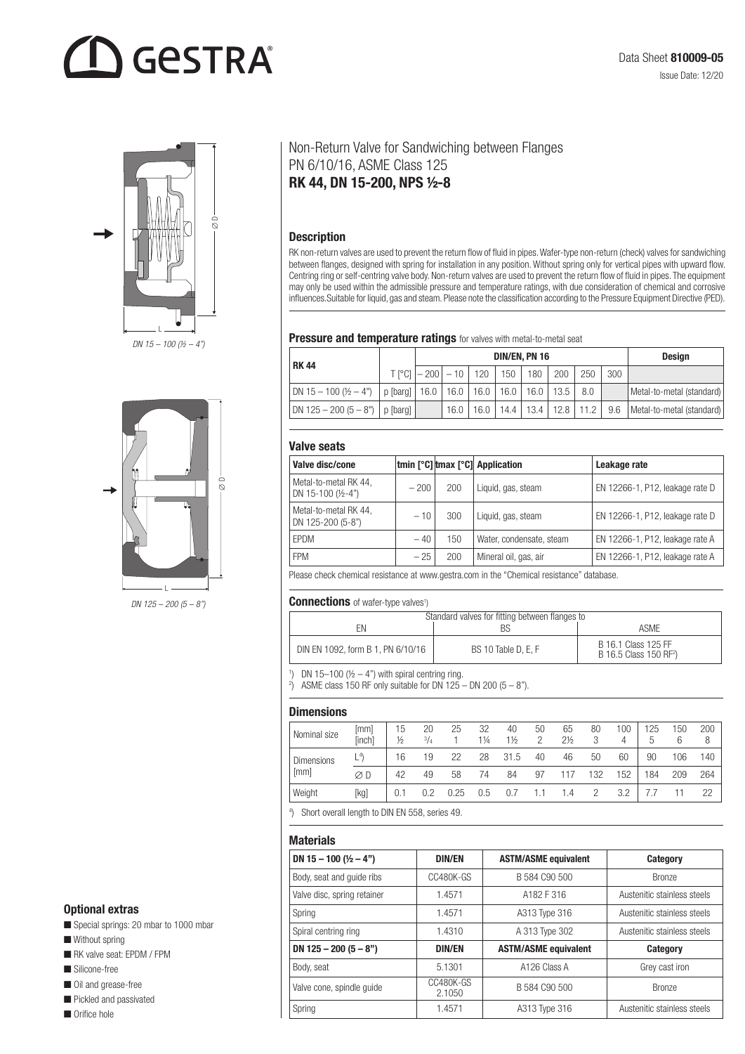Data Sheet **810009-05**

Issue Date: 12/20

# Non-Return Valve for Sandwiching between Flanges PN 6/10/16, ASME Class 125
# RK 44, DN 15-200, NPS ½-8

DN 15 – 100 (½ – 4")

DN 125 – 200 (5 – 8")

## Description

RK non-return valves are used to prevent the return flow of fluid in pipes. Wafer-type non-return (check) valves for sandwiching between flanges, designed with spring for installation in any position. Without spring only for vertical pipes with upward flow. Centring ring or self-centring valve body. Non-return valves are used to prevent the return flow of fluid in pipes. The equipment may only be used within the admissible pressure and temperature ratings, with due consideration of chemical and corrosive influences.Suitable for liquid, gas and steam. Please note the classification according to the Pressure Equipment Directive (PED).

## Pressure and temperature ratings for valves with metal-to-metal seat

| RK 44 | | DIN/EN, PN 16 | | | | | | | | Design |
|---|---|---|---|---|---|---|---|---|---|---|
| | T [°C] | – 200 | – 10 | 120 | 150 | 180 | 200 | 250 | 300 | |
| DN 15 – 100 (½ – 4") | p [barg] | 16.0 | 16.0 | 16.0 | 16.0 | 16.0 | 13.5 | 8.0 | | Metal-to-metal (standard) |
| DN 125 – 200 (5 – 8") | p [barg] | | 16.0 | 16.0 | 14.4 | 13.4 | 12.8 | 11.2 | 9.6 | Metal-to-metal (standard) |

## Valve seats

| Valve disc/cone | tmin [°C] | tmax [°C] | Application | Leakage rate |
|---|---|---|---|---|
| Metal-to-metal RK 44, DN 15-100 (½-4") | – 200 | 200 | Liquid, gas, steam | EN 12266-1, P12, leakage rate D |
| Metal-to-metal RK 44, DN 125-200 (5-8") | – 10 | 300 | Liquid, gas, steam | EN 12266-1, P12, leakage rate D |
| EPDM | – 40 | 150 | Water, condensate, steam | EN 12266-1, P12, leakage rate A |
| FPM | – 25 | 200 | Mineral oil, gas, air | EN 12266-1, P12, leakage rate A |

Please check chemical resistance at www.gestra.com in the "Chemical resistance" database.

## Connections of wafer-type valves[1]

| Standard valves for fitting between flanges to | | |
|---|---|---|
| EN | BS | ASME |
| DIN EN 1092, form B 1, PN 6/10/16 | BS 10 Table D, E, F | B 16.1 Class 125 FF<br>B 16.5 Class 150 RF[2] |

[1]) DN 15–100 (½ – 4") with spiral centring ring.

[2]) ASME class 150 RF only suitable for DN 125 – DN 200 (5 – 8").

## Dimensions

| Nominal size | [mm]<br>[inch] | 15<br>½ | 20<br>¾ | 25<br>1 | 32<br>1¼ | 40<br>1½ | 50<br>2 | 65<br>2½ | 80<br>3 | 100<br>4 | 125<br>5 | 150<br>6 | 200<br>8 |
|---|---|---|---|---|---|---|---|---|---|---|---|---|---|
| Dimensions [mm] | L[4]) | 16 | 19 | 22 | 28 | 31.5 | 40 | 46 | 50 | 60 | 90 | 106 | 140 |
| | ∅ D | 42 | 49 | 58 | 74 | 84 | 97 | 117 | 132 | 152 | 184 | 209 | 264 |
| Weight | [kg] | 0.1 | 0.2 | 0.25 | 0.5 | 0.7 | 1.1 | 1.4 | 2 | 3.2 | 7.7 | 11 | 22 |

[4]) Short overall length to DIN EN 558, series 49.

## Materials

| DN 15 – 100 (½ – 4") | DIN/EN | ASTM/ASME equivalent | Category |
|---|---|---|---|
| Body, seat and guide ribs | CC480K-GS | B 584 C90 500 | Bronze |
| Valve disc, spring retainer | 1.4571 | A182 F 316 | Austenitic stainless steels |
| Spring | 1.4571 | A313 Type 316 | Austenitic stainless steels |
| Spiral centring ring | 1.4310 | A 313 Type 302 | Austenitic stainless steels |
| **DN 125 – 200 (5 – 8")** | **DIN/EN** | **ASTM/ASME equivalent** | **Category** |
| Body, seat | 5.1301 | A126 Class A | Grey cast iron |
| Valve cone, spindle guide | CC480K-GS<br>2.1050 | B 584 C90 500 | Bronze |
| Spring | 1.4571 | A313 Type 316 | Austenitic stainless steels |

## Optional extras

- Special springs: 20 mbar to 1000 mbar
- Without spring
- RK valve seat: EPDM / FPM
- Silicone-free
- Oil and grease-free
- Pickled and passivated
- Orifice hole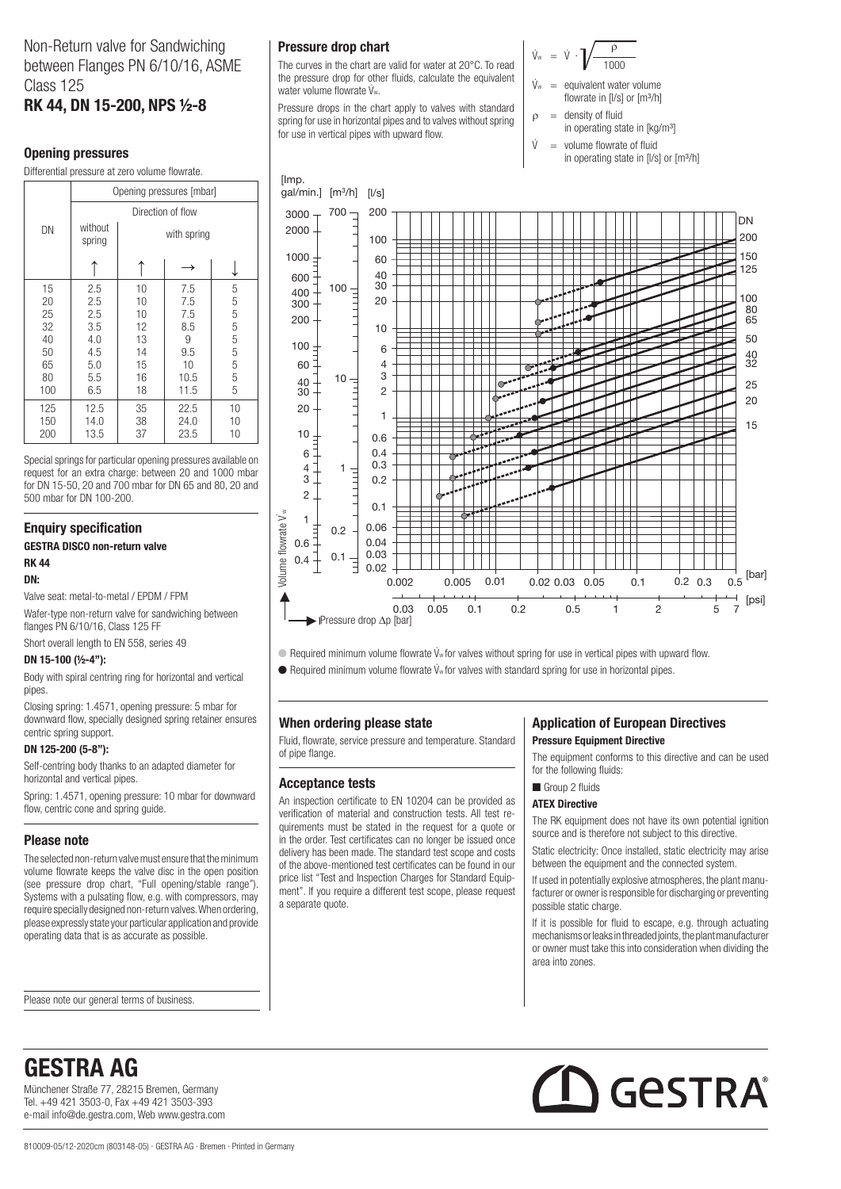# Non-Return valve for Sandwiching between Flanges PN 6/10/16, ASME Class 125

## RK 44, DN 15-200, NPS ½-8

### Opening pressures

Differential pressure at zero volume flowrate.

| DN | Opening pressures [mbar] | | | |
|---|---|---|---|---|
| | Direction of flow | | | |
| | without spring | with spring | | |
| | ↑ | ↑ | → | ↓ |
| 15 | 2.5 | 10 | 7.5 | 5 |
| 20 | 2.5 | 10 | 7.5 | 5 |
| 25 | 2.5 | 10 | 7.5 | 5 |
| 32 | 3.5 | 12 | 8.5 | 5 |
| 40 | 4.0 | 13 | 9 | 5 |
| 50 | 4.5 | 14 | 9.5 | 5 |
| 65 | 5.0 | 15 | 10 | 5 |
| 80 | 5.5 | 16 | 10.5 | 5 |
| 100 | 6.5 | 18 | 11.5 | 5 |
| 125 | 12.5 | 35 | 22.5 | 10 |
| 150 | 14.0 | 38 | 24.0 | 10 |
| 200 | 13.5 | 37 | 23.5 | 10 |

Special springs for particular opening pressures available on request for an extra charge: between 20 and 1000 mbar for DN 15-50, 20 and 700 mbar for DN 65 and 80, 20 and 500 mbar for DN 100-200.

### Enquiry specification

**GESTRA DISCO non-return valve**

**RK 44**

**DN:**

Valve seat: metal-to-metal / EPDM / FPM

Wafer-type non-return valve for sandwiching between flanges PN 6/10/16, Class 125 FF

Short overall length to EN 558, series 49

**DN 15-100 (½-4"):**

Body with spiral centring ring for horizontal and vertical pipes.

Closing spring: 1.4571, opening pressure: 5 mbar for downward flow, specially designed spring retainer ensures centric spring support.

**DN 125-200 (5-8"):**

Self-centring body thanks to an adapted diameter for horizontal and vertical pipes.

Spring: 1.4571, opening pressure: 10 mbar for downward flow, centric cone and spring guide.

### Please note

The selected non-return valve must ensure that the minimum volume flowrate keeps the valve disc in the open position (see pressure drop chart, "Full opening/stable range"). Systems with a pulsating flow, e.g. with compressors, may require specially designed non-return valves. When ordering, please expressly state your particular application and provide operating data that is as accurate as possible.

Please note our general terms of business.

### Pressure drop chart

The curves in the chart are valid for water at 20°C. To read the pressure drop for other fluids, calculate the equivalent water volume flowrate $\dot{V}_w$.

Pressure drops in the chart apply to valves with standard spring for use in horizontal pipes and to valves without spring for use in vertical pipes with upward flow.

$$\dot{V}_w = \dot{V} \cdot \sqrt{\frac{\rho}{1000}}$$

$\dot{V}_w$ = equivalent water volume flowrate in [l/s] or [m³/h]

$\rho$ = density of fluid in operating state in [kg/m³]

$\dot{V}$ = volume flowrate of fluid in operating state in [l/s] or [m³/h]

[Imp. gal/min.] [m³/h] [l/s]

Volume flowrate $\dot{V}_w$

Pressure drop Δp [bar]

[bar] [psi]

DN 200 150 125 100 80 65 50 40 32 25 20 15

● Required minimum volume flowrate $\dot{V}_w$ for valves without spring for use in vertical pipes with upward flow.

● Required minimum volume flowrate $\dot{V}_w$ for valves with standard spring for use in horizontal pipes.

### When ordering please state

Fluid, flowrate, service pressure and temperature. Standard of pipe flange.

### Acceptance tests

An inspection certificate to EN 10204 can be provided as verification of material and construction tests. All test requirements must be stated in the request for a quote or in the order. Test certificates can no longer be issued once delivery has been made. The standard test scope and costs of the above-mentioned test certificates can be found in our price list "Test and Inspection Charges for Standard Equipment". If you require a different test scope, please request a separate quote.

### Application of European Directives

**Pressure Equipment Directive**

The equipment conforms to this directive and can be used for the following fluids:

■ Group 2 fluids

**ATEX Directive**

The RK equipment does not have its own potential ignition source and is therefore not subject to this directive.

Static electricity: Once installed, static electricity may arise between the equipment and the connected system.

If used in potentially explosive atmospheres, the plant manufacturer or owner is responsible for discharging or preventing possible static charge.

If it is possible for fluid to escape, e.g. through actuating mechanisms or leaks in threaded joints, the plant manufacturer or owner must take this into consideration when dividing the area into zones.

## GESTRA AG

Münchener Straße 77, 28215 Bremen, Germany
Tel. +49 421 3503-0, Fax +49 421 3503-393
e-mail info@de.gestra.com, Web www.gestra.com

810009-05/12-2020cm (803148-05) · GESTRA AG · Bremen · Printed in Germany